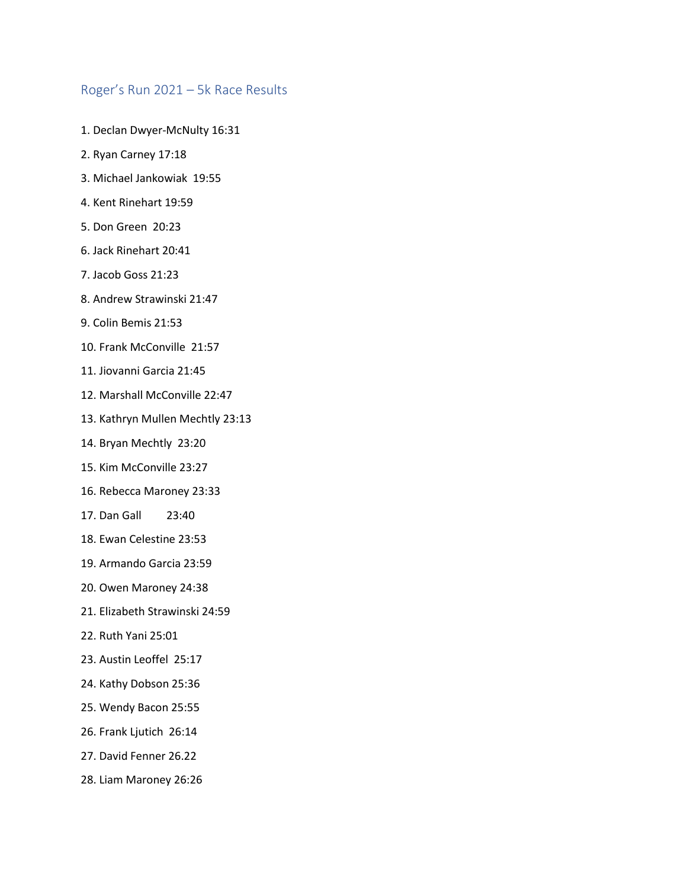## Roger's Run 2021 – 5k Race Results

1. Declan Dwyer-McNulty 16:31
2. Ryan Carney 17:18
3. Michael Jankowiak 19:55
4. Kent Rinehart 19:59
5. Don Green 20:23
6. Jack Rinehart 20:41
7. Jacob Goss 21:23
8. Andrew Strawinski 21:47
9. Colin Bemis 21:53
10. Frank McConville 21:57
11. Jiovanni Garcia 21:45
12. Marshall McConville 22:47
13. Kathryn Mullen Mechtly 23:13
14. Bryan Mechtly 23:20
15. Kim McConville 23:27
16. Rebecca Maroney 23:33
17. Dan Gall 23:40
18. Ewan Celestine 23:53
19. Armando Garcia 23:59
20. Owen Maroney 24:38
21. Elizabeth Strawinski 24:59
22. Ruth Yani 25:01
23. Austin Leoffel 25:17
24. Kathy Dobson 25:36
25. Wendy Bacon 25:55
26. Frank Ljutich 26:14
27. David Fenner 26.22
28. Liam Maroney 26:26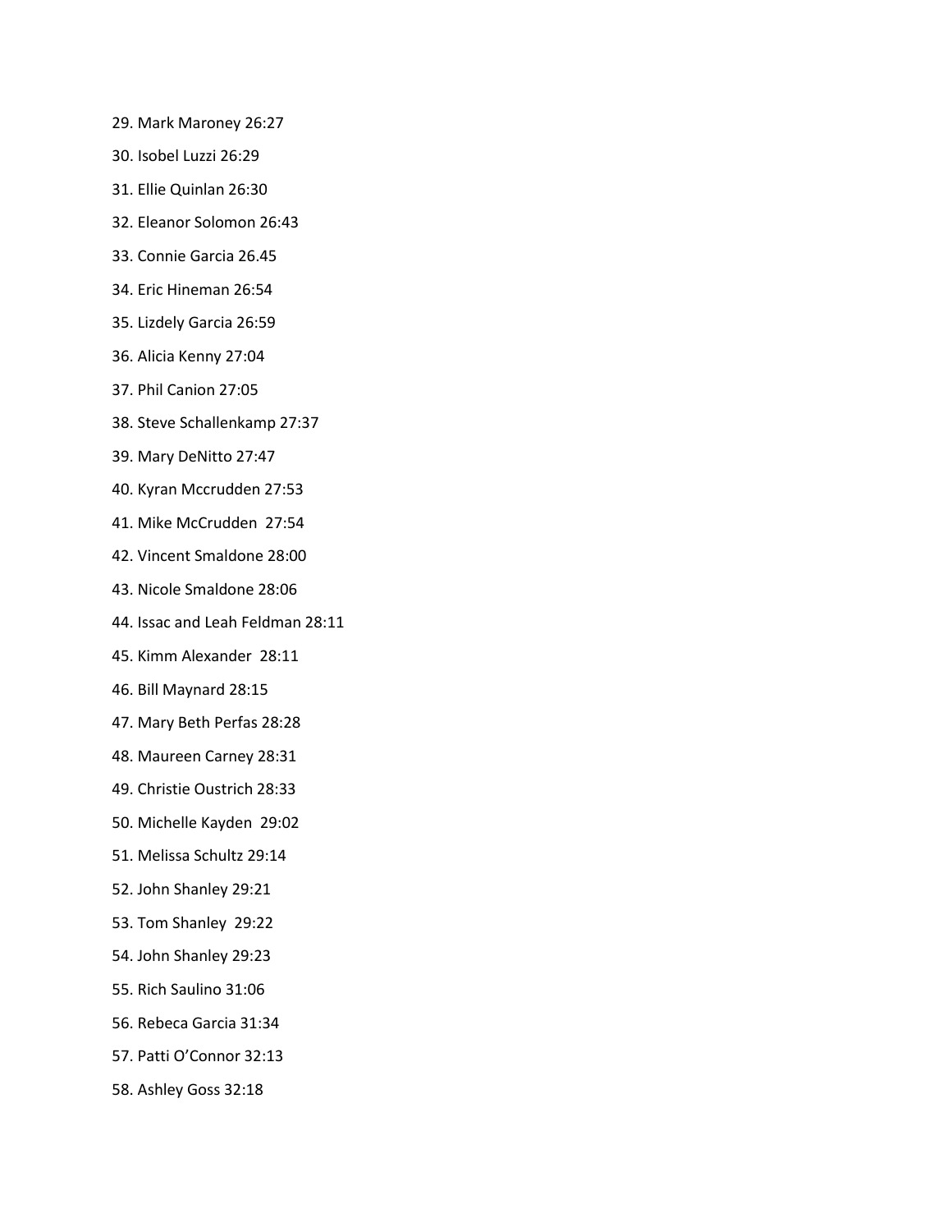29. Mark Maroney 26:27
30. Isobel Luzzi 26:29
31. Ellie Quinlan 26:30
32. Eleanor Solomon 26:43
33. Connie Garcia 26.45
34. Eric Hineman 26:54
35. Lizdely Garcia 26:59
36. Alicia Kenny 27:04
37. Phil Canion 27:05
38. Steve Schallenkamp 27:37
39. Mary DeNitto 27:47
40. Kyran Mccrudden 27:53
41. Mike McCrudden 27:54
42. Vincent Smaldone 28:00
43. Nicole Smaldone 28:06
44. Issac and Leah Feldman 28:11
45. Kimm Alexander 28:11
46. Bill Maynard 28:15
47. Mary Beth Perfas 28:28
48. Maureen Carney 28:31
49. Christie Oustrich 28:33
50. Michelle Kayden 29:02
51. Melissa Schultz 29:14
52. John Shanley 29:21
53. Tom Shanley 29:22
54. John Shanley 29:23
55. Rich Saulino 31:06
56. Rebeca Garcia 31:34
57. Patti O'Connor 32:13
58. Ashley Goss 32:18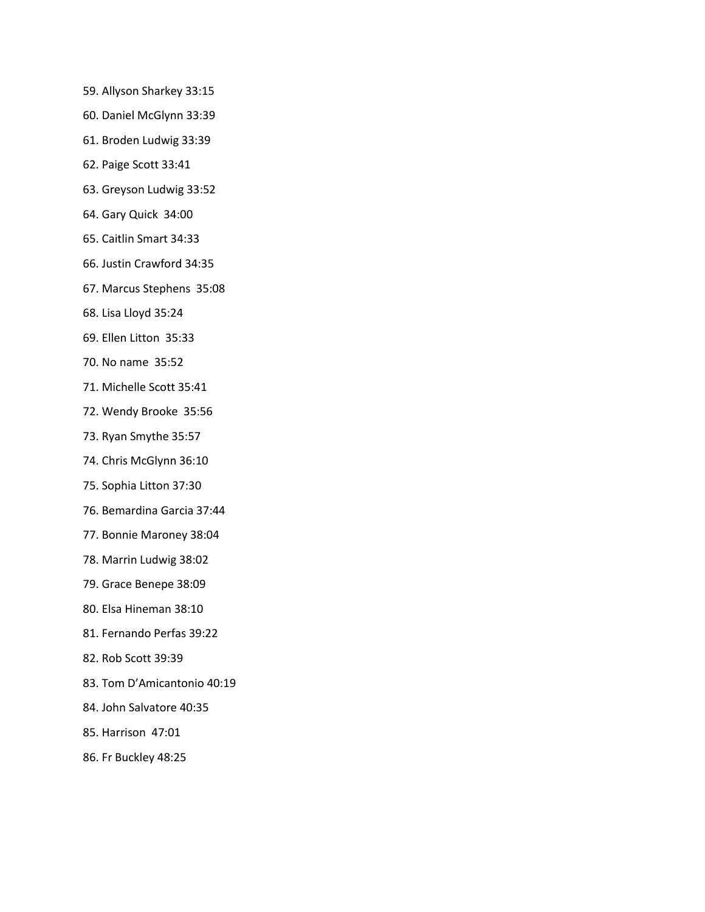59. Allyson Sharkey 33:15
60. Daniel McGlynn 33:39
61. Broden Ludwig 33:39
62. Paige Scott 33:41
63. Greyson Ludwig 33:52
64. Gary Quick 34:00
65. Caitlin Smart 34:33
66. Justin Crawford 34:35
67. Marcus Stephens 35:08
68. Lisa Lloyd 35:24
69. Ellen Litton 35:33
70. No name 35:52
71. Michelle Scott 35:41
72. Wendy Brooke 35:56
73. Ryan Smythe 35:57
74. Chris McGlynn 36:10
75. Sophia Litton 37:30
76. Bemardina Garcia 37:44
77. Bonnie Maroney 38:04
78. Marrin Ludwig 38:02
79. Grace Benepe 38:09
80. Elsa Hineman 38:10
81. Fernando Perfas 39:22
82. Rob Scott 39:39
83. Tom D'Amicantonio 40:19
84. John Salvatore 40:35
85. Harrison 47:01
86. Fr Buckley 48:25